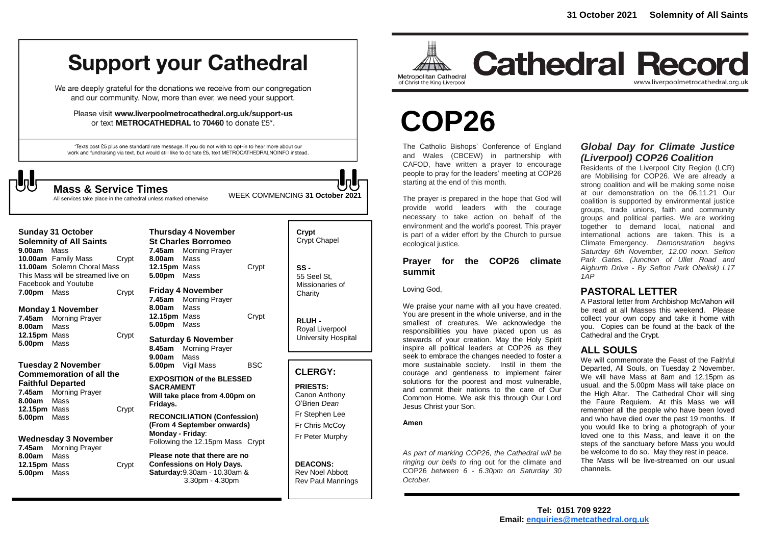# Support your Cathedral

We are deeply grateful for the donations we receive from our congregation and our community. Now, more than ever, we need your support.

Please visit **www.liverpoolmetrocathedral.org.uk/support-us** or text **METROCATHEDRAL** to **70460** to donate £5*.

*Texts cost £5 plus one standard rate message. If you do not wish to opt-in to hear more about our work and fundraising via text, but would still like to donate £5, text METROCATHEDRALNOINFO instead.

## Mass & Service Times

All services take place in the cathedral unless marked otherwise

WEEK COMMENCING **31 October 2021**

**Sunday 31 October**
**Solemnity of All Saints**
**9.00am** Mass
**10.00am** Family Mass — Crypt
**11.00am** Solemn Choral Mass
This Mass will be streamed live on Facebook and Youtube
**7.00pm** Mass — Crypt

**Monday 1 November**
**7.45am** Morning Prayer
**8.00am** Mass
**12.15pm** Mass — Crypt
**5.00pm** Mass

**Tuesday 2 November**
**Commemoration of all the Faithful Departed**
**7.45am** Morning Prayer
**8.00am** Mass
**12.15pm** Mass — Crypt
**5.00pm** Mass

**Wednesday 3 November**
**7.45am** Morning Prayer
**8.00am** Mass
**12.15pm** Mass — Crypt
**5.00pm** Mass

**Thursday 4 November**
**St Charles Borromeo**
**7.45am** Morning Prayer
**8.00am** Mass
**12.15pm** Mass — Crypt
**5.00pm** Mass

**Friday 4 November**
**7.45am** Morning Prayer
**8.00am** Mass
**12.15pm** Mass — Crypt
**5.00pm** Mass

**Saturday 6 November**
**8.45am** Morning Prayer
**9.00am** Mass
**5.00pm** Vigil Mass — BSC

**EXPOSITION of the BLESSED SACRAMENT**
**Will take place from 4.00pm on Fridays.**

**RECONCILIATION (Confession) (From 4 September onwards)**
**Monday - Friday**:
Following the 12.15pm Mass Crypt

**Please note that there are no Confessions on Holy Days.**
**Saturday:**9.30am - 10.30am & 3.30pm - 4.30pm

**Crypt**
Crypt Chapel

**SS -**
55 Seel St, Missionaries of Charity

**RLUH -**
Royal Liverpool University Hospital

## CLERGY:

**PRIESTS:**
Canon Anthony O'Brien *Dean*
Fr Stephen Lee
Fr Chris McCoy
Fr Peter Murphy

**DEACONS:**
Rev Noel Abbott
Rev Paul Mannings

# Cathedral Record

Metropolitan Cathedral of Christ the King Liverpool
www.liverpoolmetrocathedral.org.uk

# COP26

The Catholic Bishops' Conference of England and Wales (CBCEW) in partnership with CAFOD, have written a prayer to encourage people to pray for the leaders' meeting at COP26 starting at the end of this month.

The prayer is prepared in the hope that God will provide world leaders with the courage necessary to take action on behalf of the environment and the world's poorest. This prayer is part of a wider effort by the Church to pursue ecological justice.

### Prayer for the COP26 climate summit

Loving God,

We praise your name with all you have created. You are present in the whole universe, and in the smallest of creatures. We acknowledge the responsibilities you have placed upon us as stewards of your creation. May the Holy Spirit inspire all political leaders at COP26 as they seek to embrace the changes needed to foster a more sustainable society. Instil in them the courage and gentleness to implement fairer solutions for the poorest and most vulnerable, and commit their nations to the care of Our Common Home. We ask this through Our Lord Jesus Christ your Son.

**Amen**

*As part of marking COP26, the Cathedral will be ringing our bells to* ring out for the climate and COP26 *between 6 - 6.30pm on Saturday 30 October.*

### *Global Day for Climate Justice (Liverpool) COP26 Coalition*

Residents of the Liverpool City Region (LCR) are Mobilising for COP26. We are already a strong coalition and will be making some noise at our demonstration on the 06.11.21 Our coalition is supported by environmental justice groups, trade unions, faith and community groups and political parties. We are working together to demand local, national and international actions are taken. This is a Climate Emergency. *Demonstration begins Saturday 6th November, 12.00 noon. Sefton Park Gates. (Junction of Ullet Road and Aigburth Drive - By Sefton Park Obelisk) L17 1AP*

## PASTORAL LETTER

A Pastoral letter from Archbishop McMahon will be read at all Masses this weekend. Please collect your own copy and take it home with you. Copies can be found at the back of the Cathedral and the Crypt.

## ALL SOULS

We will commemorate the Feast of the Faithful Departed, All Souls, on Tuesday 2 November. We will have Mass at 8am and 12.15pm as usual, and the 5.00pm Mass will take place on the High Altar. The Cathedral Choir will sing the Faure Requiem. At this Mass we will remember all the people who have been loved and who have died over the past 19 months. If you would like to bring a photograph of your loved one to this Mass, and leave it on the steps of the sanctuary before Mass you would be welcome to do so. May they rest in peace. The Mass will be live-streamed on our usual channels.

**Tel: 0151 709 9222**
**Email: enquiries@metcathedral.org.uk**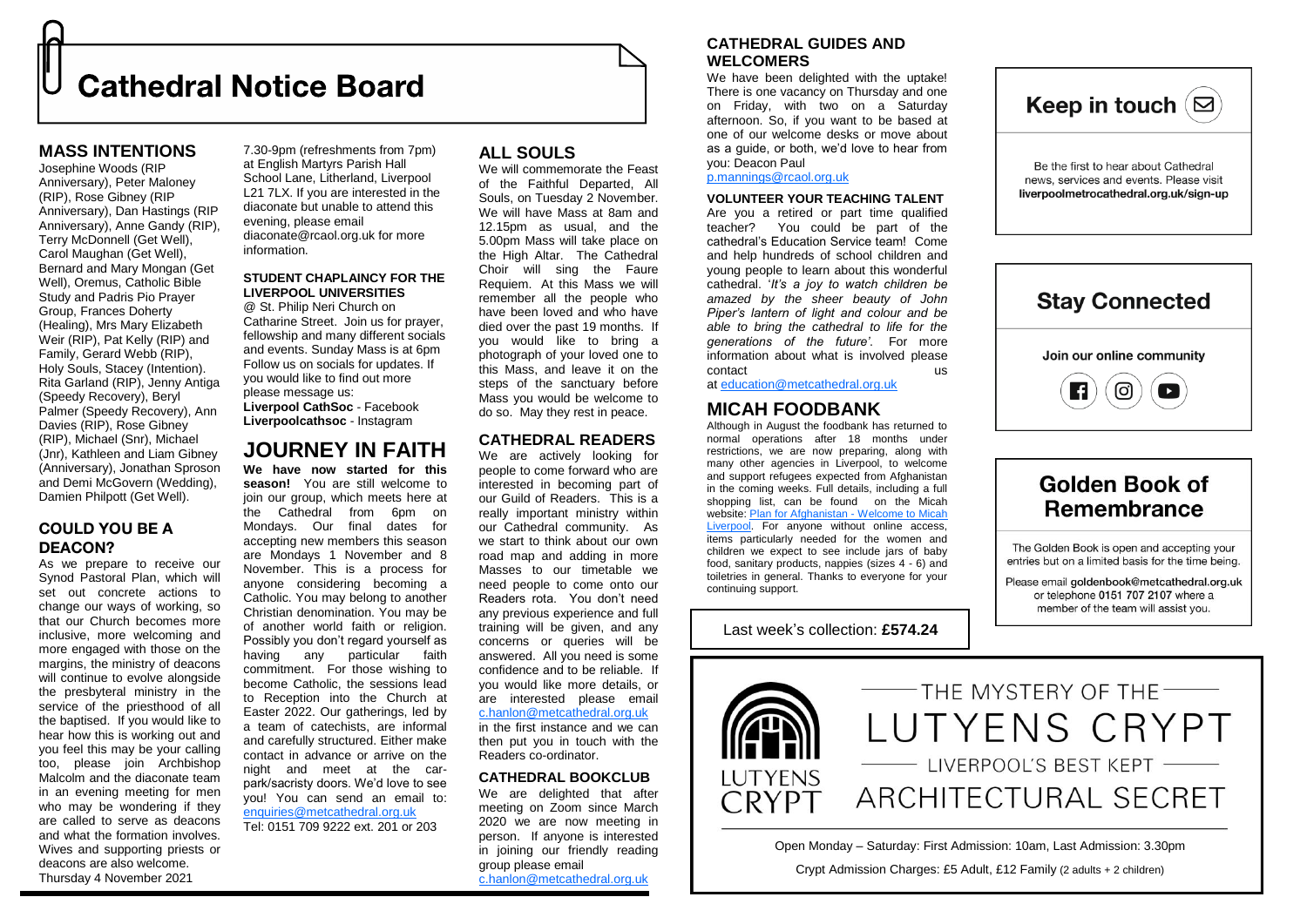# Cathedral Notice Board

## MASS INTENTIONS

Josephine Woods (RIP Anniversary), Peter Maloney (RIP), Rose Gibney (RIP Anniversary), Dan Hastings (RIP Anniversary), Anne Gandy (RIP), Terry McDonnell (Get Well), Carol Maughan (Get Well), Bernard and Mary Mongan (Get Well), Oremus, Catholic Bible Study and Padris Pio Prayer Group, Frances Doherty (Healing), Mrs Mary Elizabeth Weir (RIP), Pat Kelly (RIP) and Family, Gerard Webb (RIP), Holy Souls, Stacey (Intention). Rita Garland (RIP), Jenny Antiga (Speedy Recovery), Beryl Palmer (Speedy Recovery), Ann Davies (RIP), Rose Gibney (RIP), Michael (Snr), Michael (Jnr), Kathleen and Liam Gibney (Anniversary), Jonathan Sproson and Demi McGovern (Wedding), Damien Philpott (Get Well).

## COULD YOU BE A DEACON?

As we prepare to receive our Synod Pastoral Plan, which will set out concrete actions to change our ways of working, so that our Church becomes more inclusive, more welcoming and more engaged with those on the margins, the ministry of deacons will continue to evolve alongside the presbyteral ministry in the service of the priesthood of all the baptised. If you would like to hear how this is working out and you feel this may be your calling too, please join Archbishop Malcolm and the diaconate team in an evening meeting for men who may be wondering if they are called to serve as deacons and what the formation involves. Wives and supporting priests or deacons are also welcome. Thursday 4 November 2021 7.30-9pm (refreshments from 7pm) at English Martyrs Parish Hall School Lane, Litherland, Liverpool L21 7LX. If you are interested in the diaconate but unable to attend this evening, please email diaconate@rcaol.org.uk for more information.

### STUDENT CHAPLAINCY FOR THE LIVERPOOL UNIVERSITIES

@ St. Philip Neri Church on Catharine Street. Join us for prayer, fellowship and many different socials and events. Sunday Mass is at 6pm Follow us on socials for updates. If you would like to find out more please message us:
**Liverpool CathSoc** - Facebook
**Liverpoolcathsoc** - Instagram

## JOURNEY IN FAITH

**We have now started for this season!** You are still welcome to join our group, which meets here at the Cathedral from 6pm on Mondays. Our final dates for accepting new members this season are Mondays 1 November and 8 November. This is a process for anyone considering becoming a Catholic. You may belong to another Christian denomination. You may be of another world faith or religion. Possibly you don't regard yourself as having any particular faith commitment. For those wishing to become Catholic, the sessions lead to Reception into the Church at Easter 2022. Our gatherings, led by a team of catechists, are informal and carefully structured. Either make contact in advance or arrive on the night and meet at the car-park/sacristy doors. We'd love to see you! You can send an email to: enquiries@metcathedral.org.uk
Tel: 0151 709 9222 ext. 201 or 203

## ALL SOULS

We will commemorate the Feast of the Faithful Departed, All Souls, on Tuesday 2 November. We will have Mass at 8am and 12.15pm as usual, and the 5.00pm Mass will take place on the High Altar. The Cathedral Choir will sing the Faure Requiem. At this Mass we will remember all the people who have been loved and who have died over the past 19 months. If you would like to bring a photograph of your loved one to this Mass, and leave it on the steps of the sanctuary before Mass you would be welcome to do so. May they rest in peace.

### CATHEDRAL READERS

We are actively looking for people to come forward who are interested in becoming part of our Guild of Readers. This is a really important ministry within our Cathedral community. As we start to think about our own road map and adding in more Masses to our timetable we need people to come onto our Readers rota. You don't need any previous experience and full training will be given, and any concerns or queries will be answered. All you need is some confidence and to be reliable. If you would like more details, or are interested please email c.hanlon@metcathedral.org.uk in the first instance and we can then put you in touch with the Readers co-ordinator.

### CATHEDRAL BOOKCLUB

We are delighted that after meeting on Zoom since March 2020 we are now meeting in person. If anyone is interested in joining our friendly reading group please email c.hanlon@metcathedral.org.uk

### CATHEDRAL GUIDES AND WELCOMERS

We have been delighted with the uptake! There is one vacancy on Thursday and one on Friday, with two on a Saturday afternoon. So, if you want to be based at one of our welcome desks or move about as a guide, or both, we'd love to hear from you: Deacon Paul
p.mannings@rcaol.org.uk

### VOLUNTEER YOUR TEACHING TALENT

Are you a retired or part time qualified teacher? You could be part of the cathedral's Education Service team! Come and help hundreds of school children and young people to learn about this wonderful cathedral. '*It's a joy to watch children be amazed by the sheer beauty of John Piper's lantern of light and colour and be able to bring the cathedral to life for the generations of the future'*. For more information about what is involved please contact us at education@metcathedral.org.uk

## MICAH FOODBANK

Although in August the foodbank has returned to normal operations after 18 months under restrictions, we are now preparing, along with many other agencies in Liverpool, to welcome and support refugees expected from Afghanistan in the coming weeks. Full details, including a full shopping list, can be found on the Micah website: Plan for Afghanistan - Welcome to Micah Liverpool. For anyone without online access, items particularly needed for the women and children we expect to see include jars of baby food, sanitary products, nappies (sizes 4 - 6) and toiletries in general. Thanks to everyone for your continuing support.

Last week's collection: **£574.24**

## Keep in touch

Be the first to hear about Cathedral news, services and events. Please visit **liverpoolmetrocathedral.org.uk/sign-up**

## Stay Connected

Join our online community

## Golden Book of Remembrance

The Golden Book is open and accepting your entries but on a limited basis for the time being.

Please email **goldenbook@metcathedral.org.uk** or telephone **0151 707 2107** where a member of the team will assist you.

LUTYENS CRYPT

THE MYSTERY OF THE LUTYENS CRYPT — LIVERPOOL'S BEST KEPT ARCHITECTURAL SECRET

Open Monday – Saturday: First Admission: 10am, Last Admission: 3.30pm

Crypt Admission Charges: £5 Adult, £12 Family (2 adults + 2 children)